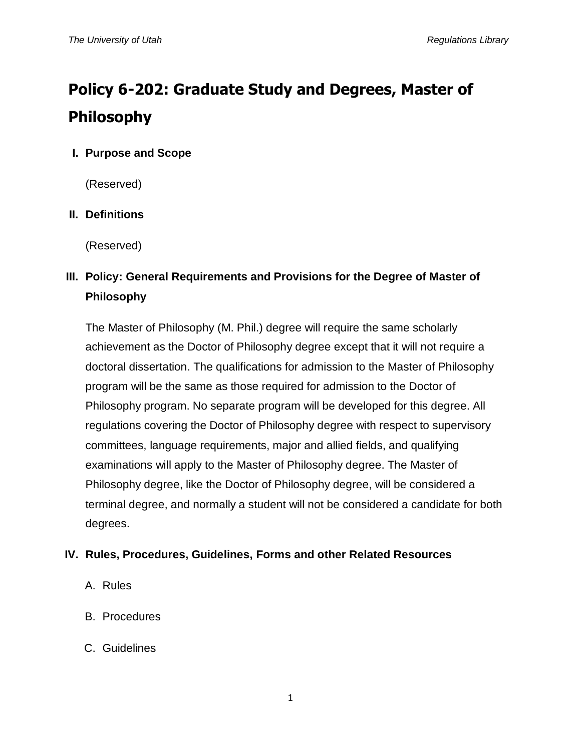# Policy 6-202: Graduate Study and Degrees, Master of Philosophy

## I. Purpose and Scope

(Reserved)

## II. Definitions

(Reserved)

## III. Policy: General Requirements and Provisions for the Degree of Master of Philosophy

The Master of Philosophy (M. Phil.) degree will require the same scholarly achievement as the Doctor of Philosophy degree except that it will not require a doctoral dissertation. The qualifications for admission to the Master of Philosophy program will be the same as those required for admission to the Doctor of Philosophy program. No separate program will be developed for this degree. All regulations covering the Doctor of Philosophy degree with respect to supervisory committees, language requirements, major and allied fields, and qualifying examinations will apply to the Master of Philosophy degree. The Master of Philosophy degree, like the Doctor of Philosophy degree, will be considered a terminal degree, and normally a student will not be considered a candidate for both degrees.

## IV. Rules, Procedures, Guidelines, Forms and other Related Resources

A. Rules

B. Procedures

C. Guidelines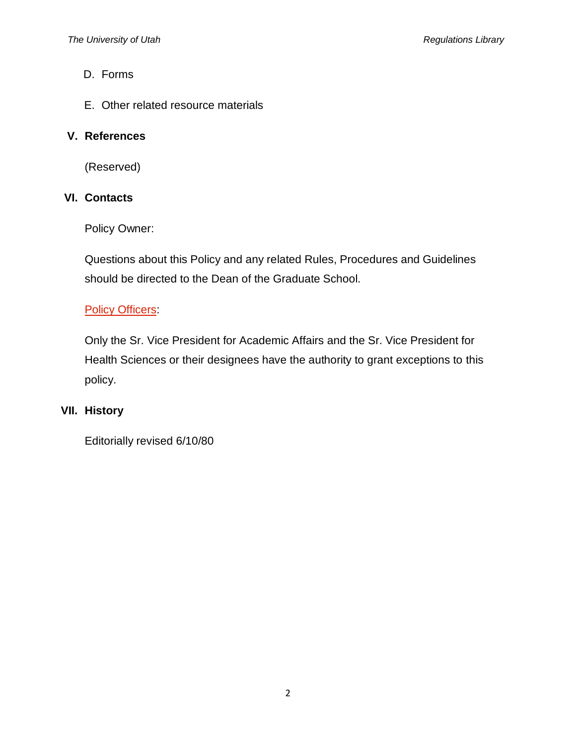D. Forms

E. Other related resource materials

## V. References

(Reserved)

## VI. Contacts

Policy Owner:

Questions about this Policy and any related Rules, Procedures and Guidelines should be directed to the Dean of the Graduate School.

Policy Officers:

Only the Sr. Vice President for Academic Affairs and the Sr. Vice President for Health Sciences or their designees have the authority to grant exceptions to this policy.

## VII. History

Editorially revised 6/10/80